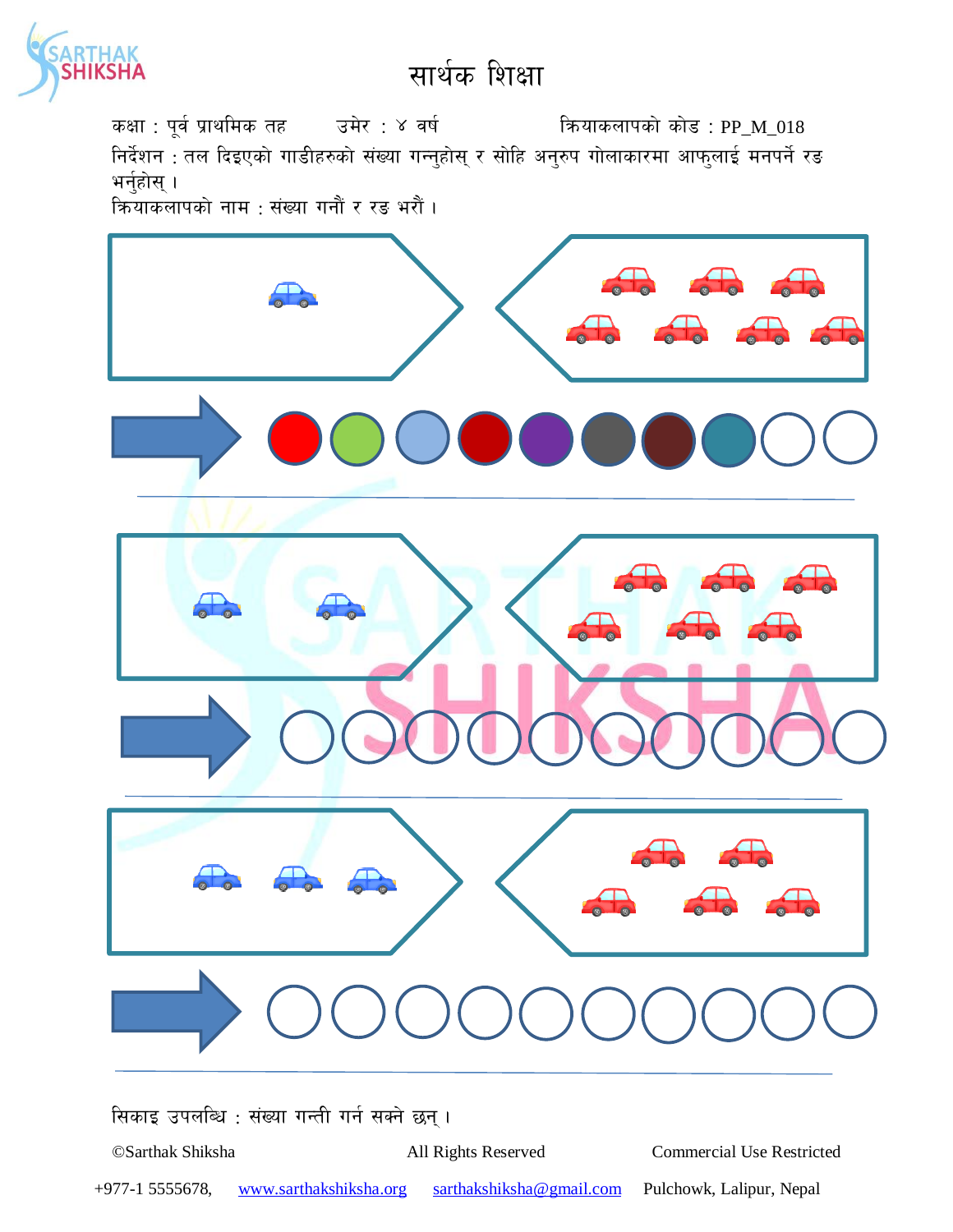# सार्थक शिक्षा

कक्षा : पूर्व प्राथमिक तह      उमेर : ४ वर्ष      क्रियाकलापको कोड : PP_M_018

निर्देशन : तल दिइएको गाडीहरुको संख्या गन्नुहोस् र सोहि अनुरुप गोलाकारमा आफुलाई मनपर्ने रङ भर्नुहोस् ।

क्रियाकलापको नाम : संख्या गनौं र रङ भरौं ।

सिकाइ उपलब्धि : संख्या गन्ती गर्न सक्ने छन् ।

©Sarthak Shiksha      All Rights Reserved      Commercial Use Restricted

+977-1 5555678,   www.sarthakshiksha.org   sarthakshiksha@gmail.com   Pulchowk, Lalipur, Nepal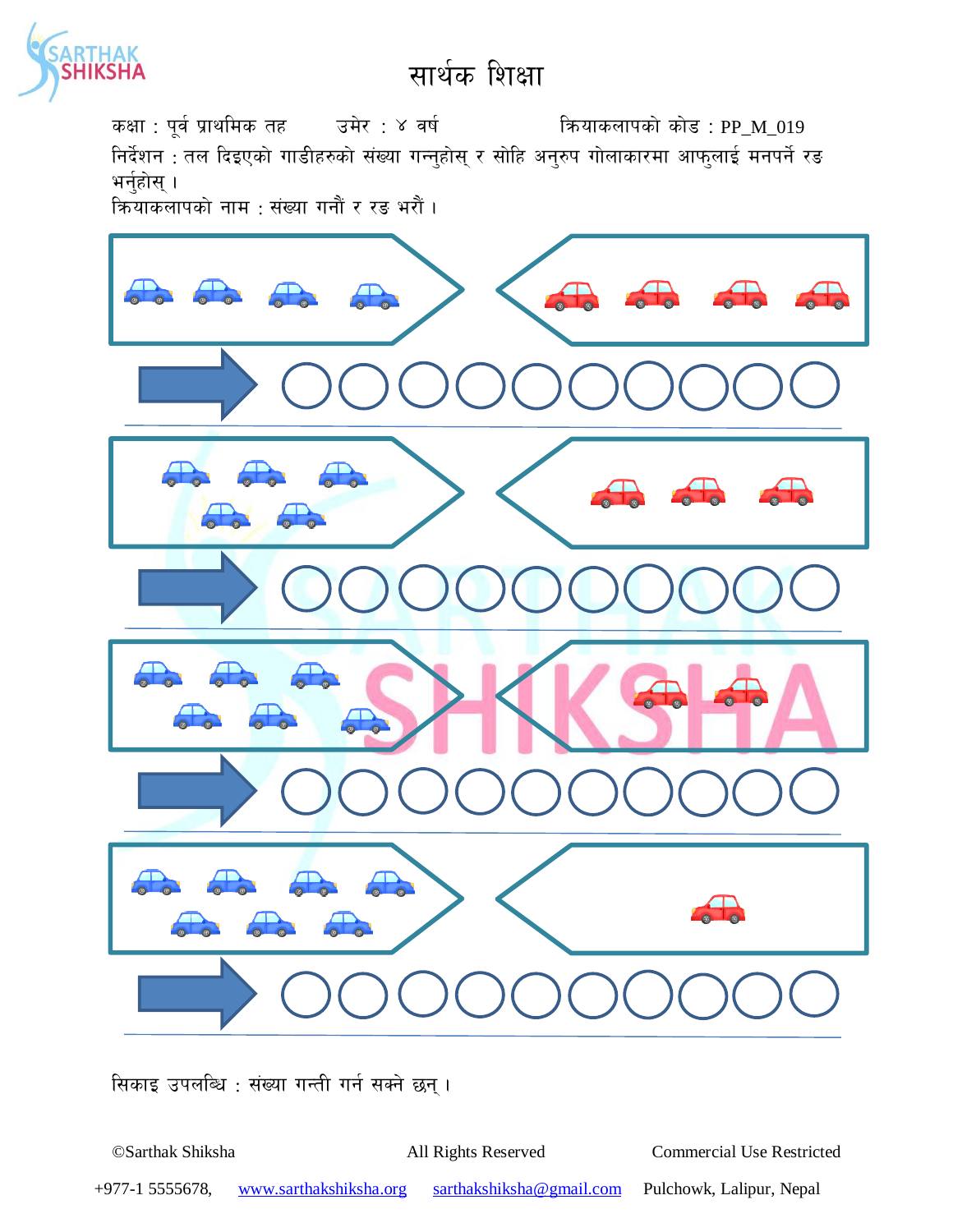# सार्थक शिक्षा

कक्षा : पूर्व प्राथमिक तह    उमेर : ४ वर्ष    क्रियाकलापको कोड : PP_M_019

निर्देशन : तल दिइएको गाडीहरुको संख्या गन्नुहोस् र सोहि अनुरुप गोलाकारमा आफुलाई मनपर्ने रङ भर्नुहोस् ।

क्रियाकलापको नाम : संख्या गनौं र रङ भरौं ।

सिकाइ उपलब्धि : संख्या गन्ती गर्न सक्ने छन् ।

©Sarthak Shiksha    All Rights Reserved    Commercial Use Restricted

+977-1 5555678,    www.sarthakshiksha.org    sarthakshiksha@gmail.com    Pulchowk, Lalipur, Nepal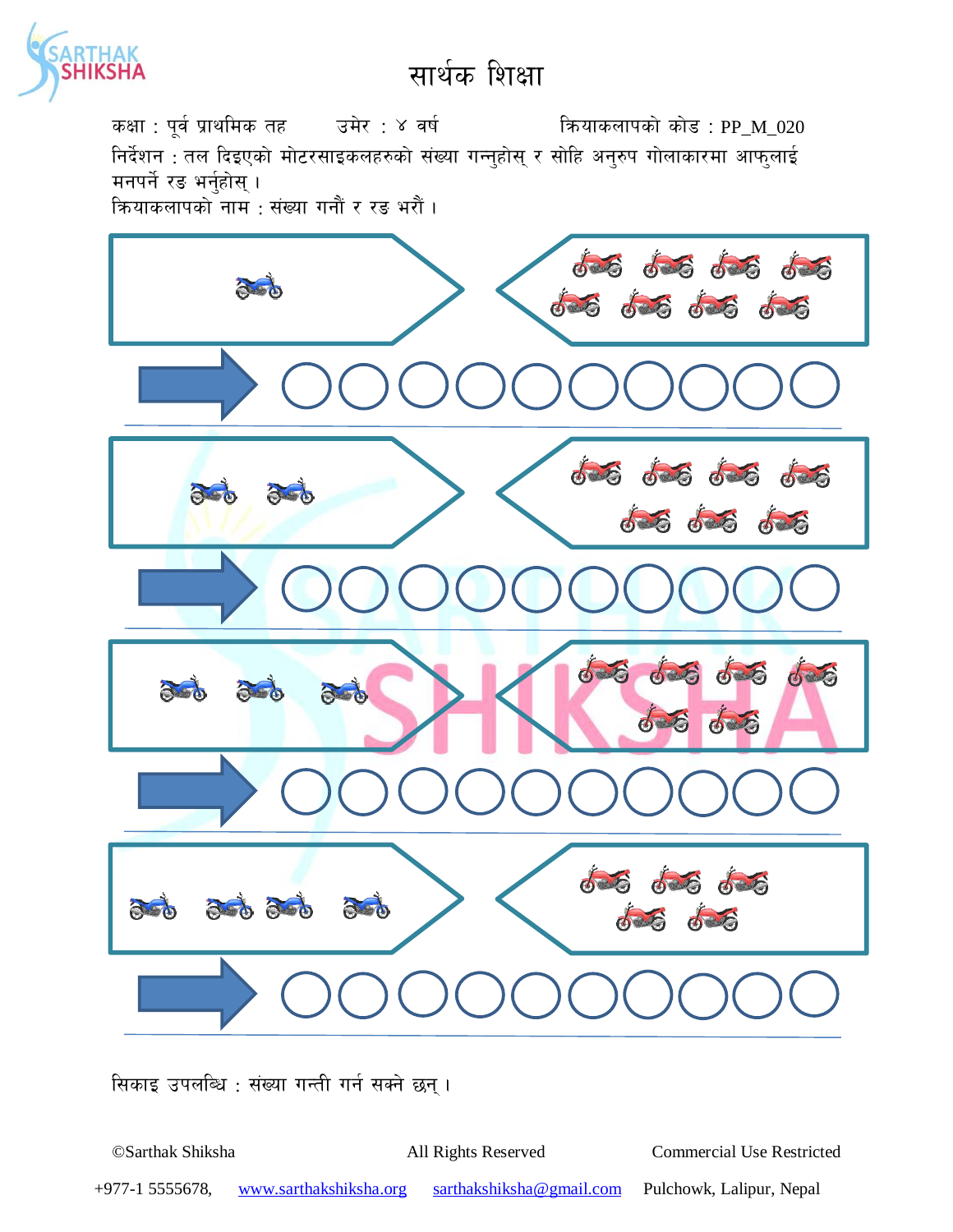# सार्थक शिक्षा

कक्षा : पूर्व प्राथमिक तह    उमेर : ४ वर्ष    क्रियाकलापको कोड : PP_M_020

निर्देशन : तल दिइएको मोटरसाइकलहरुको संख्या गन्नुहोस् र सोहि अनुरुप गोलाकारमा आफुलाई मनपर्ने रङ भर्नुहोस् ।

क्रियाकलापको नाम : संख्या गनौं र रङ भरौं ।

सिकाइ उपलब्धि : संख्या गन्ती गर्न सक्ने छन् ।

©Sarthak Shiksha    All Rights Reserved    Commercial Use Restricted

+977-1 5555678, www.sarthakshiksha.org    sarthakshiksha@gmail.com    Pulchowk, Lalipur, Nepal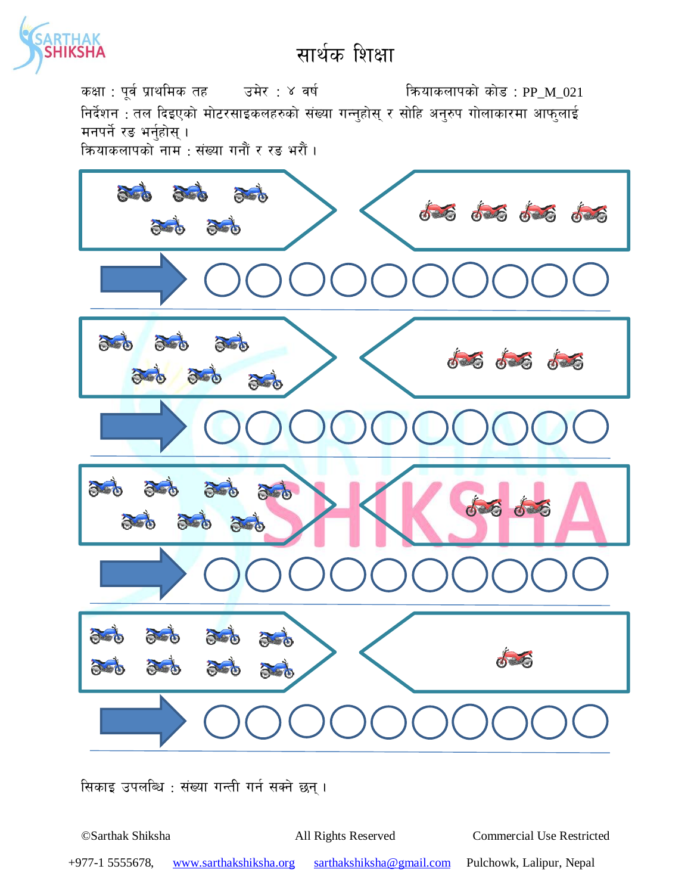# सार्थक शिक्षा

कक्षा : पूर्व प्राथमिक तह उमेर : ४ वर्ष क्रियाकलापको कोड : PP_M_021

निर्देशन : तल दिइएको मोटरसाइकलहरुको संख्या गन्नुहोस् र सोहि अनुरुप गोलाकारमा आफुलाई मनपर्ने रङ भर्नुहोस् ।

क्रियाकलापको नाम : संख्या गनौं र रङ भरौं ।

सिकाइ उपलब्धि : संख्या गन्ती गर्न सक्ने छन् ।

©Sarthak Shiksha All Rights Reserved Commercial Use Restricted

+977-1 5555678, www.sarthakshiksha.org sarthakshiksha@gmail.com Pulchowk, Lalipur, Nepal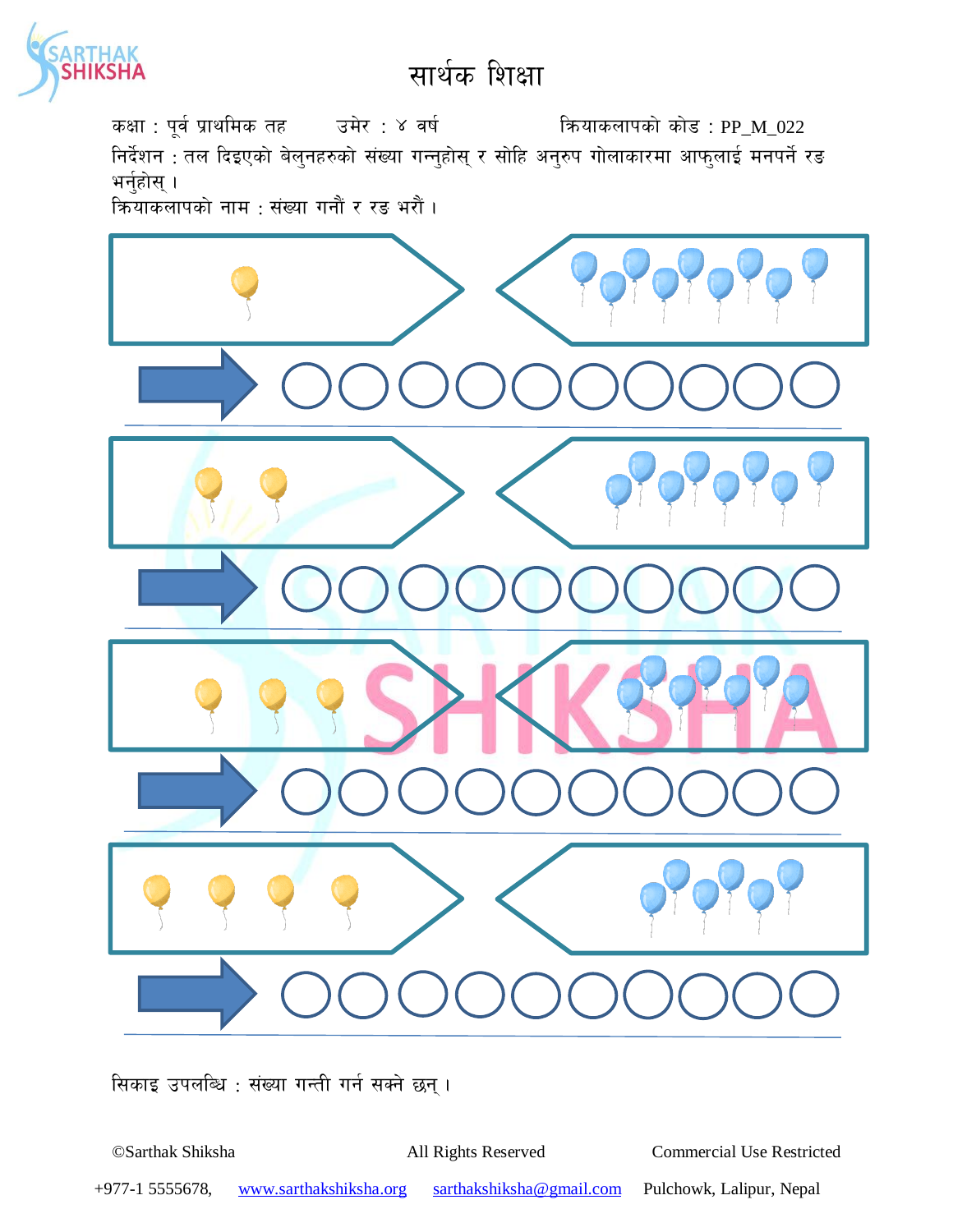# सार्थक शिक्षा

कक्षा : पूर्व प्राथमिक तह        उमेर : ४ वर्ष        क्रियाकलापको कोड : PP_M_022

निर्देशन : तल दिइएको बेलुनहरुको संख्या गन्नुहोस् र सोहि अनुरुप गोलाकारमा आफुलाई मनपर्ने रङ भर्नुहोस् ।

क्रियाकलापको नाम : संख्या गनौं र रङ भरौं ।

सिकाइ उपलब्धि : संख्या गन्ती गर्न सक्ने छन् ।

©Sarthak Shiksha        All Rights Reserved        Commercial Use Restricted

+977-1 5555678,  www.sarthakshiksha.org  sarthakshiksha@gmail.com  Pulchowk, Lalipur, Nepal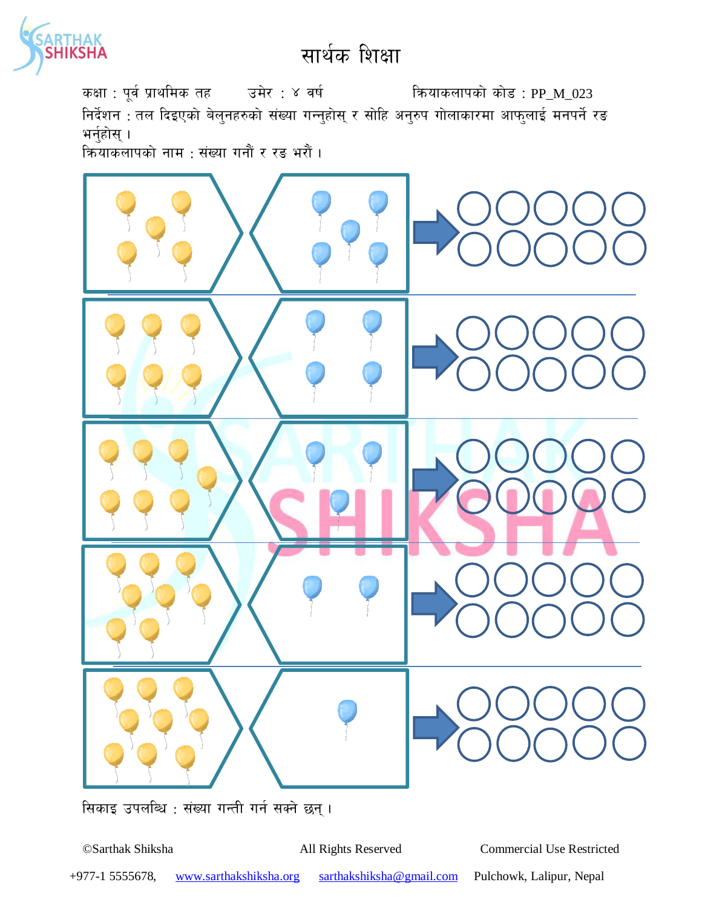# सार्थक शिक्षा

कक्षा : पूर्व प्राथमिक तह  उमेर : ४ वर्ष  क्रियाकलापको कोड : PP_M_023

निर्देशन : तल दिइएको बेलुनहरुको संख्या गन्नुहोस् र सोहि अनुरुप गोलाकारमा आफुलाई मनपर्ने रङ भर्नुहोस् ।

क्रियाकलापको नाम : संख्या गनौं र रङ भरौं ।

सिकाइ उपलब्धि : संख्या गन्ती गर्न सक्ने छन् ।

©Sarthak Shiksha  All Rights Reserved  Commercial Use Restricted

+977-1 5555678, www.sarthakshiksha.org sarthakshiksha@gmail.com Pulchowk, Lalipur, Nepal